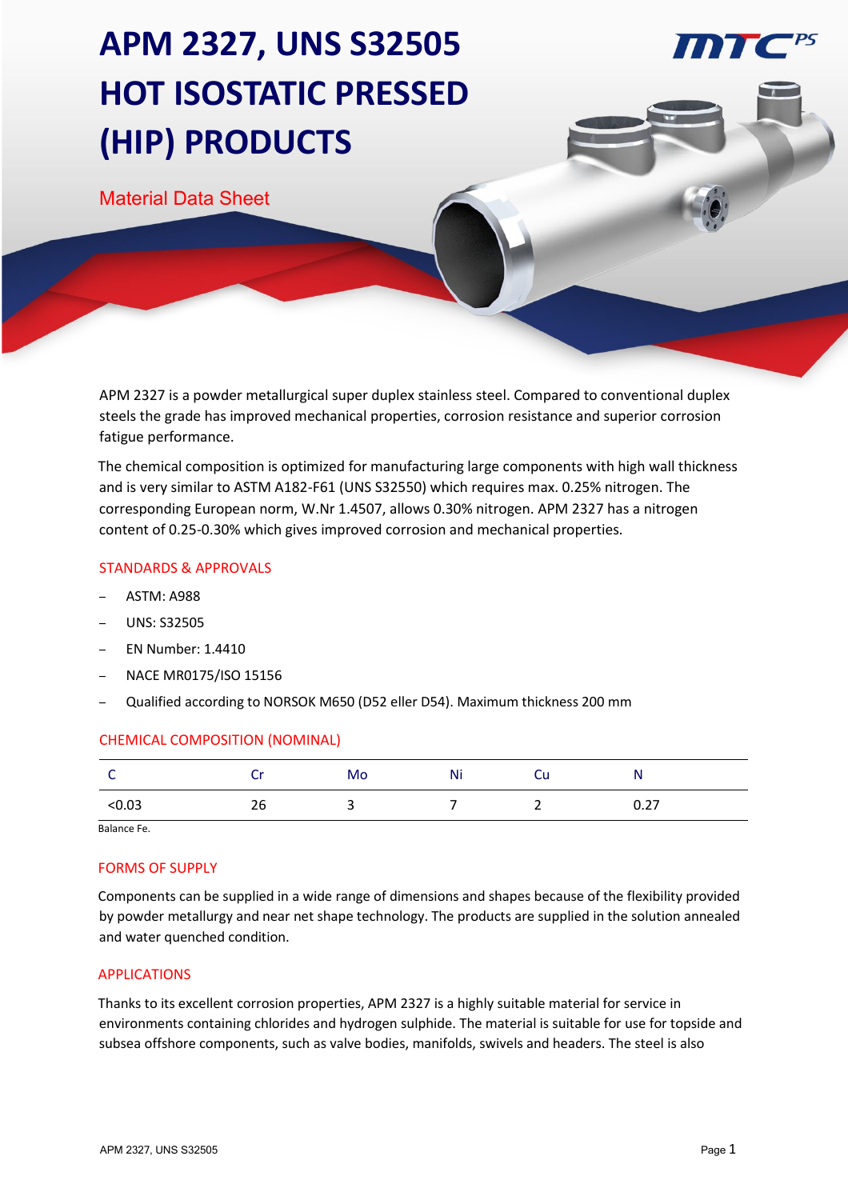# APM 2327, UNS S32505 HOT ISOSTATIC PRESSED (HIP) PRODUCTS

## Material Data Sheet

APM 2327 is a powder metallurgical super duplex stainless steel. Compared to conventional duplex steels the grade has improved mechanical properties, corrosion resistance and superior corrosion fatigue performance.

The chemical composition is optimized for manufacturing large components with high wall thickness and is very similar to ASTM A182-F61 (UNS S32550) which requires max. 0.25% nitrogen. The corresponding European norm, W.Nr 1.4507, allows 0.30% nitrogen. APM 2327 has a nitrogen content of 0.25-0.30% which gives improved corrosion and mechanical properties.

### STANDARDS & APPROVALS

- ASTM: A988
- UNS: S32505
- EN Number: 1.4410
- NACE MR0175/ISO 15156
- Qualified according to NORSOK M650 (D52 eller D54). Maximum thickness 200 mm

### CHEMICAL COMPOSITION (NOMINAL)

| C | Cr | Mo | Ni | Cu | N |
|---|---|---|---|---|---|
| <0.03 | 26 | 3 | 7 | 2 | 0.27 |

Balance Fe.

### FORMS OF SUPPLY

Components can be supplied in a wide range of dimensions and shapes because of the flexibility provided by powder metallurgy and near net shape technology. The products are supplied in the solution annealed and water quenched condition.

### APPLICATIONS

Thanks to its excellent corrosion properties, APM 2327 is a highly suitable material for service in environments containing chlorides and hydrogen sulphide. The material is suitable for use for topside and subsea offshore components, such as valve bodies, manifolds, swivels and headers. The steel is also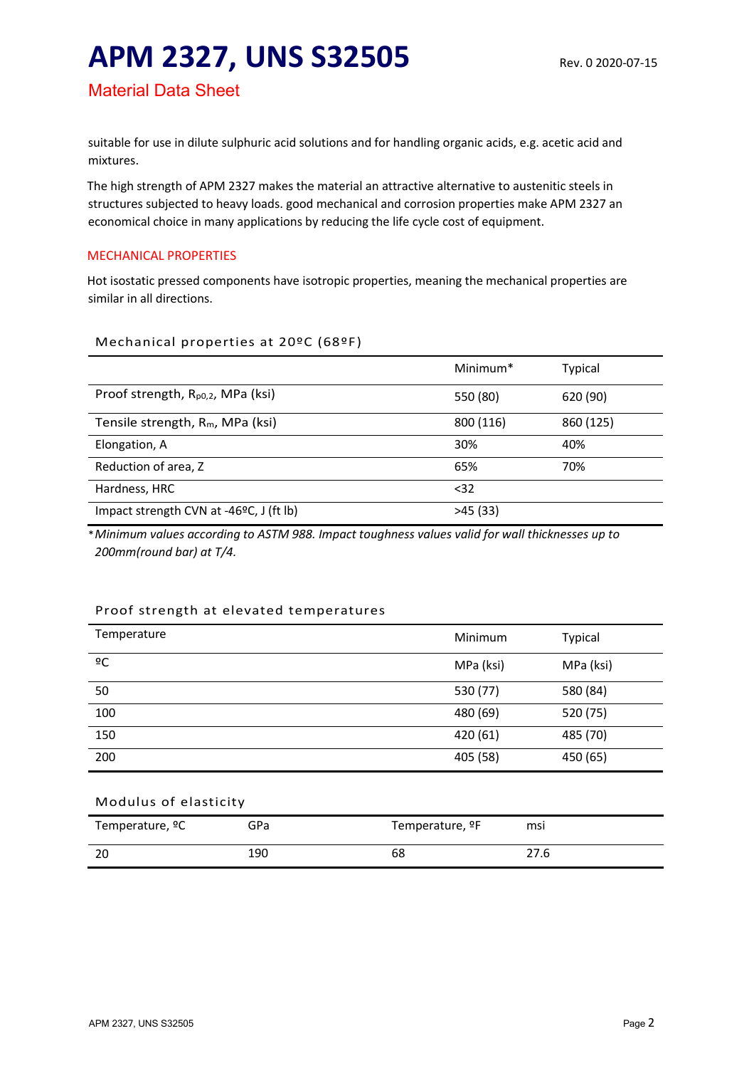suitable for use in dilute sulphuric acid solutions and for handling organic acids, e.g. acetic acid and mixtures.

The high strength of APM 2327 makes the material an attractive alternative to austenitic steels in structures subjected to heavy loads. good mechanical and corrosion properties make APM 2327 an economical choice in many applications by reducing the life cycle cost of equipment.

## MECHANICAL PROPERTIES

Hot isostatic pressed components have isotropic properties, meaning the mechanical properties are similar in all directions.

### Mechanical properties at 20ºC (68ºF)

| | Minimum* | Typical |
|---|---|---|
| Proof strength, $R_{p0,2}$, MPa (ksi) | 550 (80) | 620 (90) |
| Tensile strength, $R_m$, MPa (ksi) | 800 (116) | 860 (125) |
| Elongation, A | 30% | 40% |
| Reduction of area, Z | 65% | 70% |
| Hardness, HRC | <32 | |
| Impact strength CVN at -46ºC, J (ft lb) | >45 (33) | |

*\*Minimum values according to ASTM 988. Impact toughness values valid for wall thicknesses up to 200mm(round bar) at T/4.*

### Proof strength at elevated temperatures

| Temperature | Minimum | Typical |
|---|---|---|
| ºC | MPa (ksi) | MPa (ksi) |
| 50 | 530 (77) | 580 (84) |
| 100 | 480 (69) | 520 (75) |
| 150 | 420 (61) | 485 (70) |
| 200 | 405 (58) | 450 (65) |

### Modulus of elasticity

| Temperature, ºC | GPa | Temperature, ºF | msi |
|---|---|---|---|
| 20 | 190 | 68 | 27.6 |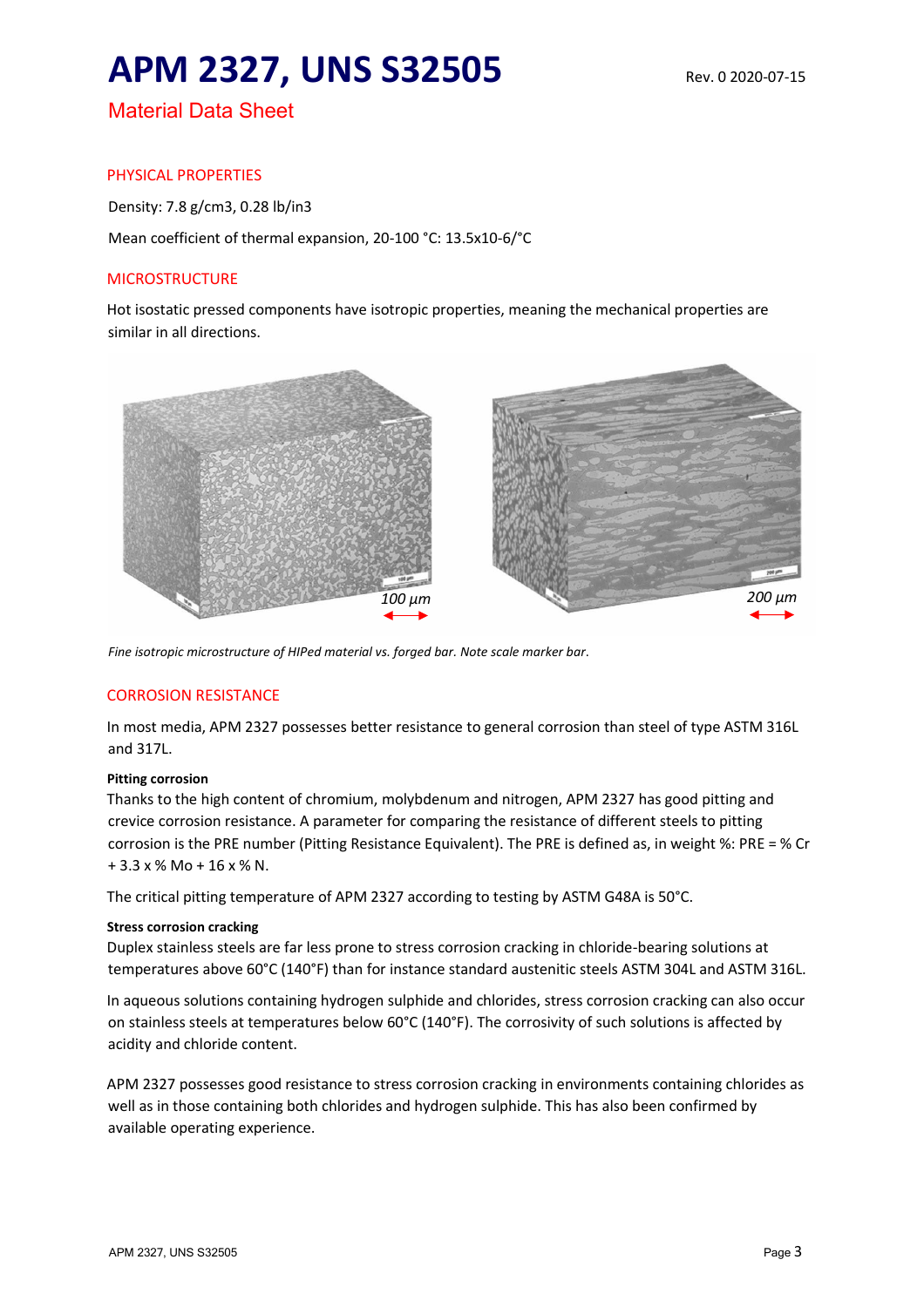# APM 2327, UNS S32505

## Material Data Sheet

### PHYSICAL PROPERTIES

Density: 7.8 g/cm3, 0.28 lb/in3

Mean coefficient of thermal expansion, 20-100 °C: 13.5x10-6/°C

### MICROSTRUCTURE

Hot isostatic pressed components have isotropic properties, meaning the mechanical properties are similar in all directions.

100 µm

200 µm

*Fine isotropic microstructure of HIPed material vs. forged bar. Note scale marker bar.*

### CORROSION RESISTANCE

In most media, APM 2327 possesses better resistance to general corrosion than steel of type ASTM 316L and 317L.

**Pitting corrosion**

Thanks to the high content of chromium, molybdenum and nitrogen, APM 2327 has good pitting and crevice corrosion resistance. A parameter for comparing the resistance of different steels to pitting corrosion is the PRE number (Pitting Resistance Equivalent). The PRE is defined as, in weight %: PRE = % Cr + 3.3 x % Mo + 16 x % N.

The critical pitting temperature of APM 2327 according to testing by ASTM G48A is 50°C.

**Stress corrosion cracking**

Duplex stainless steels are far less prone to stress corrosion cracking in chloride-bearing solutions at temperatures above 60°C (140°F) than for instance standard austenitic steels ASTM 304L and ASTM 316L.

In aqueous solutions containing hydrogen sulphide and chlorides, stress corrosion cracking can also occur on stainless steels at temperatures below 60°C (140°F). The corrosivity of such solutions is affected by acidity and chloride content.

APM 2327 possesses good resistance to stress corrosion cracking in environments containing chlorides as well as in those containing both chlorides and hydrogen sulphide. This has also been confirmed by available operating experience.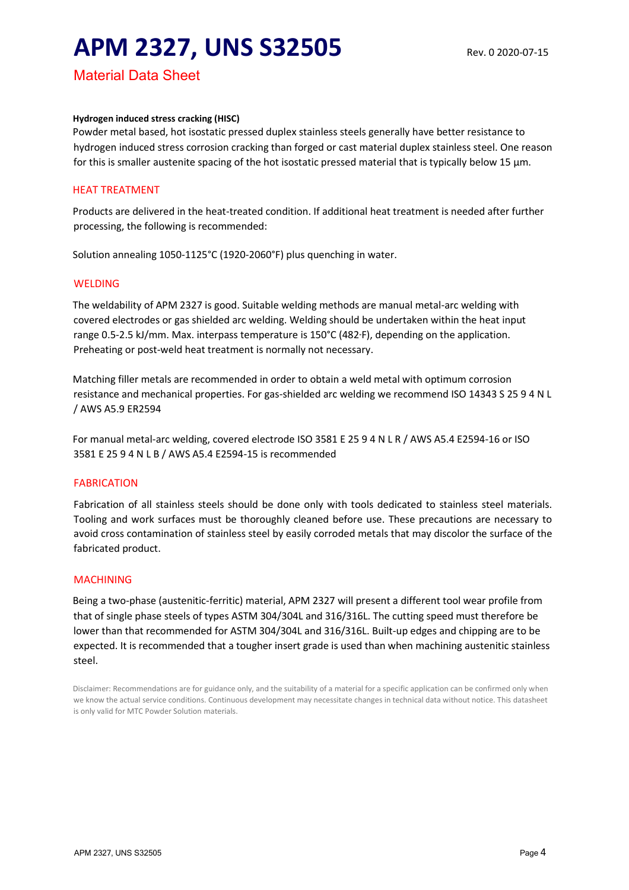# APM 2327, UNS S32505

## Material Data Sheet

Rev. 0 2020-07-15

**Hydrogen induced stress cracking (HISC)**

Powder metal based, hot isostatic pressed duplex stainless steels generally have better resistance to hydrogen induced stress corrosion cracking than forged or cast material duplex stainless steel. One reason for this is smaller austenite spacing of the hot isostatic pressed material that is typically below 15 µm.

### HEAT TREATMENT

Products are delivered in the heat-treated condition. If additional heat treatment is needed after further processing, the following is recommended:

Solution annealing 1050-1125°C (1920-2060°F) plus quenching in water.

### WELDING

The weldability of APM 2327 is good. Suitable welding methods are manual metal-arc welding with covered electrodes or gas shielded arc welding. Welding should be undertaken within the heat input range 0.5-2.5 kJ/mm. Max. interpass temperature is 150°C (482·F), depending on the application. Preheating or post-weld heat treatment is normally not necessary.

Matching filler metals are recommended in order to obtain a weld metal with optimum corrosion resistance and mechanical properties. For gas-shielded arc welding we recommend ISO 14343 S 25 9 4 N L / AWS A5.9 ER2594

For manual metal-arc welding, covered electrode ISO 3581 E 25 9 4 N L R / AWS A5.4 E2594-16 or ISO 3581 E 25 9 4 N L B / AWS A5.4 E2594-15 is recommended

### FABRICATION

Fabrication of all stainless steels should be done only with tools dedicated to stainless steel materials. Tooling and work surfaces must be thoroughly cleaned before use. These precautions are necessary to avoid cross contamination of stainless steel by easily corroded metals that may discolor the surface of the fabricated product.

### MACHINING

Being a two-phase (austenitic-ferritic) material, APM 2327 will present a different tool wear profile from that of single phase steels of types ASTM 304/304L and 316/316L. The cutting speed must therefore be lower than that recommended for ASTM 304/304L and 316/316L. Built-up edges and chipping are to be expected. It is recommended that a tougher insert grade is used than when machining austenitic stainless steel.

Disclaimer: Recommendations are for guidance only, and the suitability of a material for a specific application can be confirmed only when we know the actual service conditions. Continuous development may necessitate changes in technical data without notice. This datasheet is only valid for MTC Powder Solution materials.